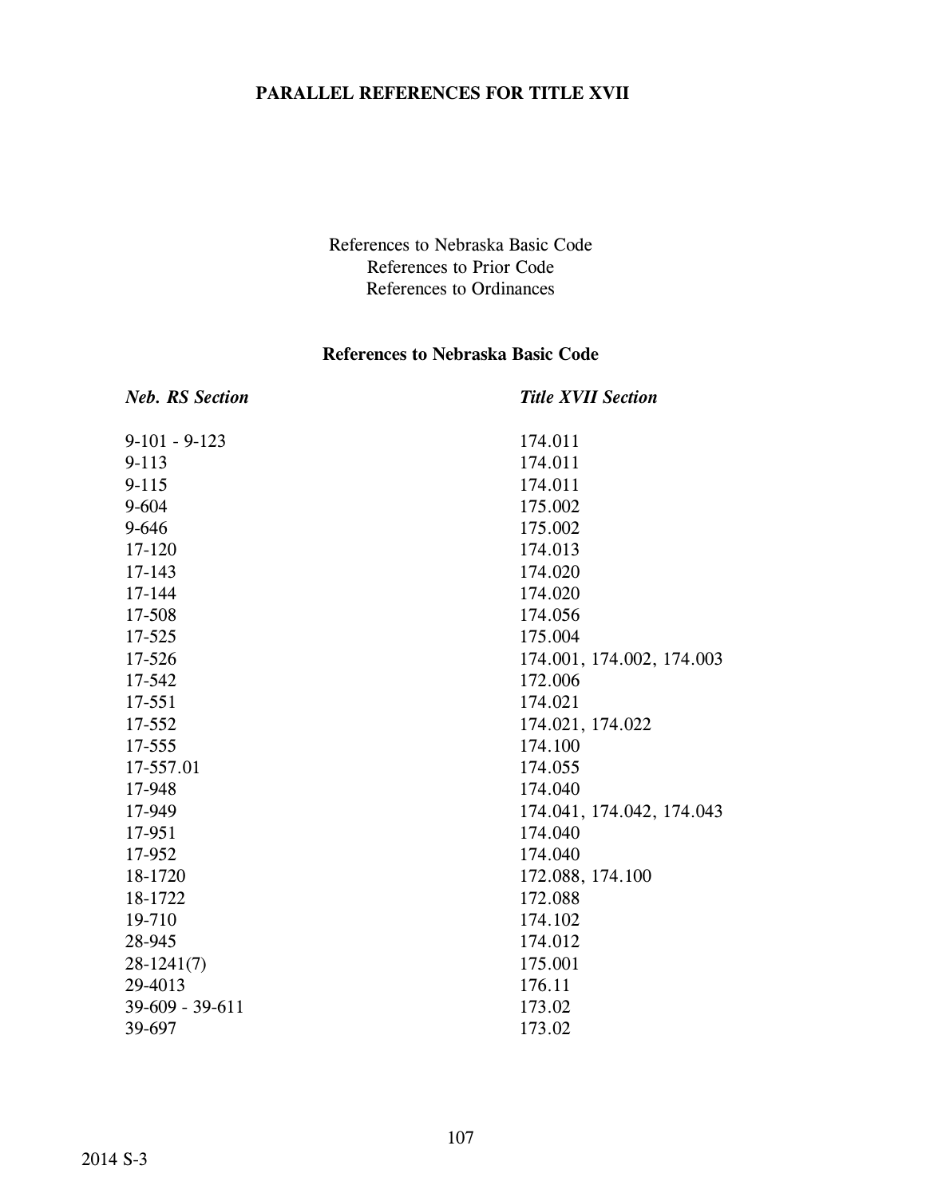# PARALLEL REFERENCES FOR TITLE XVII

References to Nebraska Basic Code
References to Prior Code
References to Ordinances

## References to Nebraska Basic Code

| *Neb. RS Section* | *Title XVII Section* |
|---|---|
| 9-101 - 9-123 | 174.011 |
| 9-113 | 174.011 |
| 9-115 | 174.011 |
| 9-604 | 175.002 |
| 9-646 | 175.002 |
| 17-120 | 174.013 |
| 17-143 | 174.020 |
| 17-144 | 174.020 |
| 17-508 | 174.056 |
| 17-525 | 175.004 |
| 17-526 | 174.001, 174.002, 174.003 |
| 17-542 | 172.006 |
| 17-551 | 174.021 |
| 17-552 | 174.021, 174.022 |
| 17-555 | 174.100 |
| 17-557.01 | 174.055 |
| 17-948 | 174.040 |
| 17-949 | 174.041, 174.042, 174.043 |
| 17-951 | 174.040 |
| 17-952 | 174.040 |
| 18-1720 | 172.088, 174.100 |
| 18-1722 | 172.088 |
| 19-710 | 174.102 |
| 28-945 | 174.012 |
| 28-1241(7) | 175.001 |
| 29-4013 | 176.11 |
| 39-609 - 39-611 | 173.02 |
| 39-697 | 173.02 |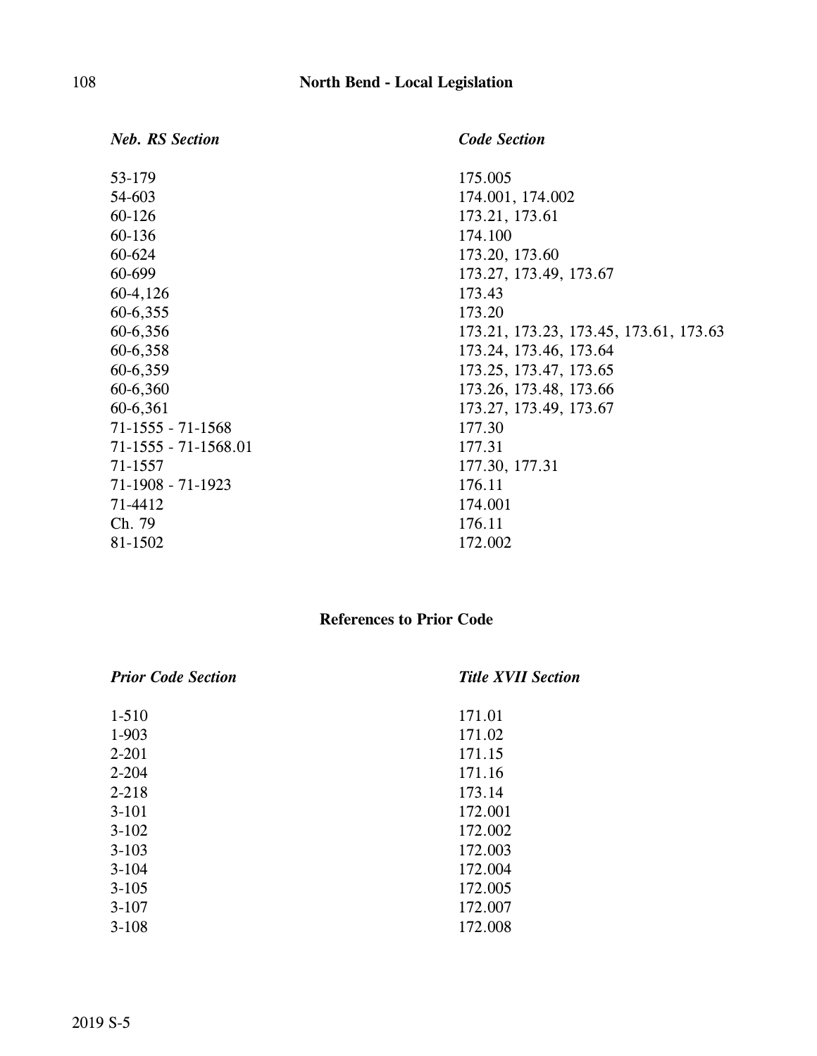| *Neb. RS Section* | *Code Section* |
|---|---|
| 53-179 | 175.005 |
| 54-603 | 174.001, 174.002 |
| 60-126 | 173.21, 173.61 |
| 60-136 | 174.100 |
| 60-624 | 173.20, 173.60 |
| 60-699 | 173.27, 173.49, 173.67 |
| 60-4,126 | 173.43 |
| 60-6,355 | 173.20 |
| 60-6,356 | 173.21, 173.23, 173.45, 173.61, 173.63 |
| 60-6,358 | 173.24, 173.46, 173.64 |
| 60-6,359 | 173.25, 173.47, 173.65 |
| 60-6,360 | 173.26, 173.48, 173.66 |
| 60-6,361 | 173.27, 173.49, 173.67 |
| 71-1555 - 71-1568 | 177.30 |
| 71-1555 - 71-1568.01 | 177.31 |
| 71-1557 | 177.30, 177.31 |
| 71-1908 - 71-1923 | 176.11 |
| 71-4412 | 174.001 |
| Ch. 79 | 176.11 |
| 81-1502 | 172.002 |

## References to Prior Code

| *Prior Code Section* | *Title XVII Section* |
|---|---|
| 1-510 | 171.01 |
| 1-903 | 171.02 |
| 2-201 | 171.15 |
| 2-204 | 171.16 |
| 2-218 | 173.14 |
| 3-101 | 172.001 |
| 3-102 | 172.002 |
| 3-103 | 172.003 |
| 3-104 | 172.004 |
| 3-105 | 172.005 |
| 3-107 | 172.007 |
| 3-108 | 172.008 |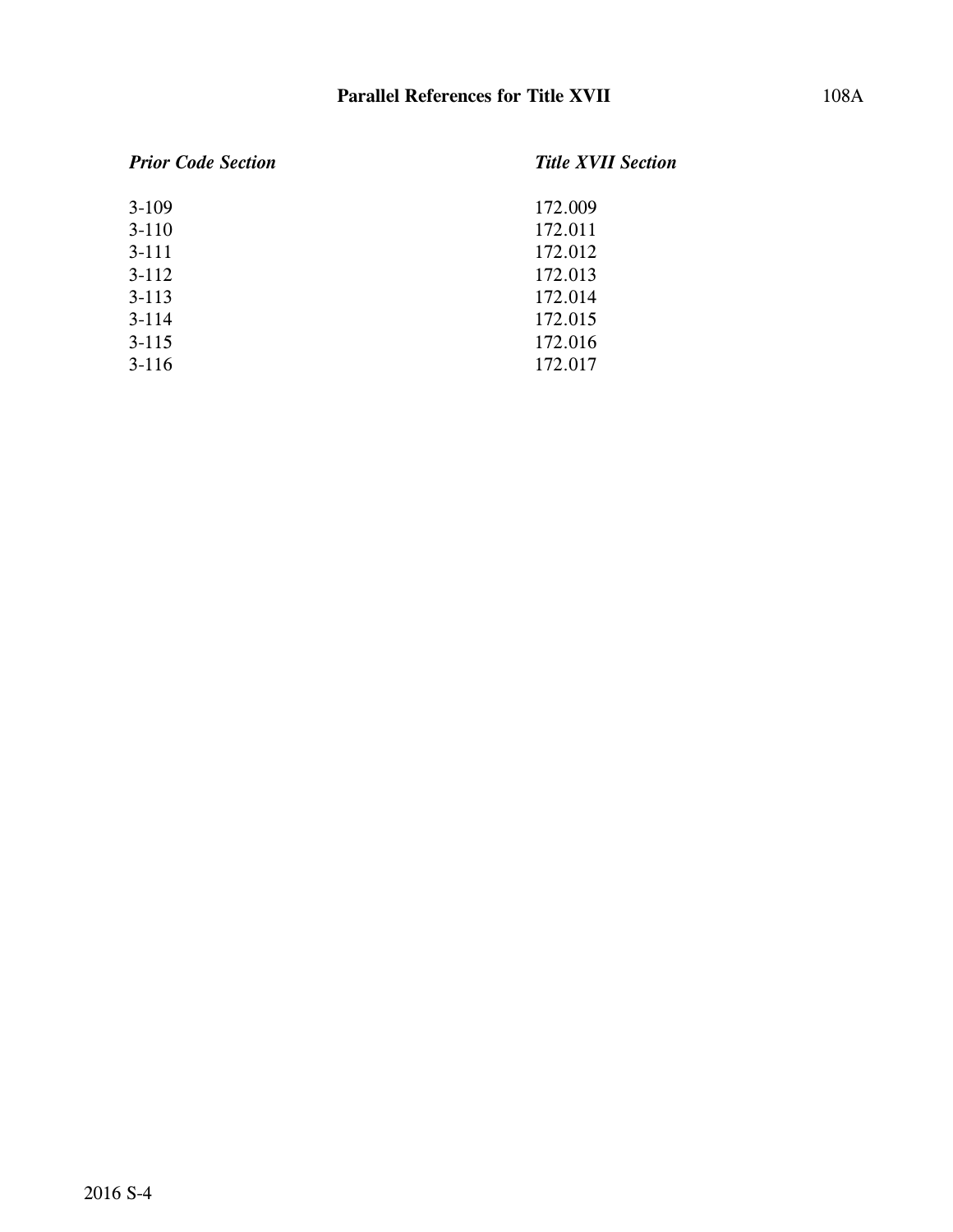| *Prior Code Section* | *Title XVII Section* |
|---|---|
| 3-109 | 172.009 |
| 3-110 | 172.011 |
| 3-111 | 172.012 |
| 3-112 | 172.013 |
| 3-113 | 172.014 |
| 3-114 | 172.015 |
| 3-115 | 172.016 |
| 3-116 | 172.017 |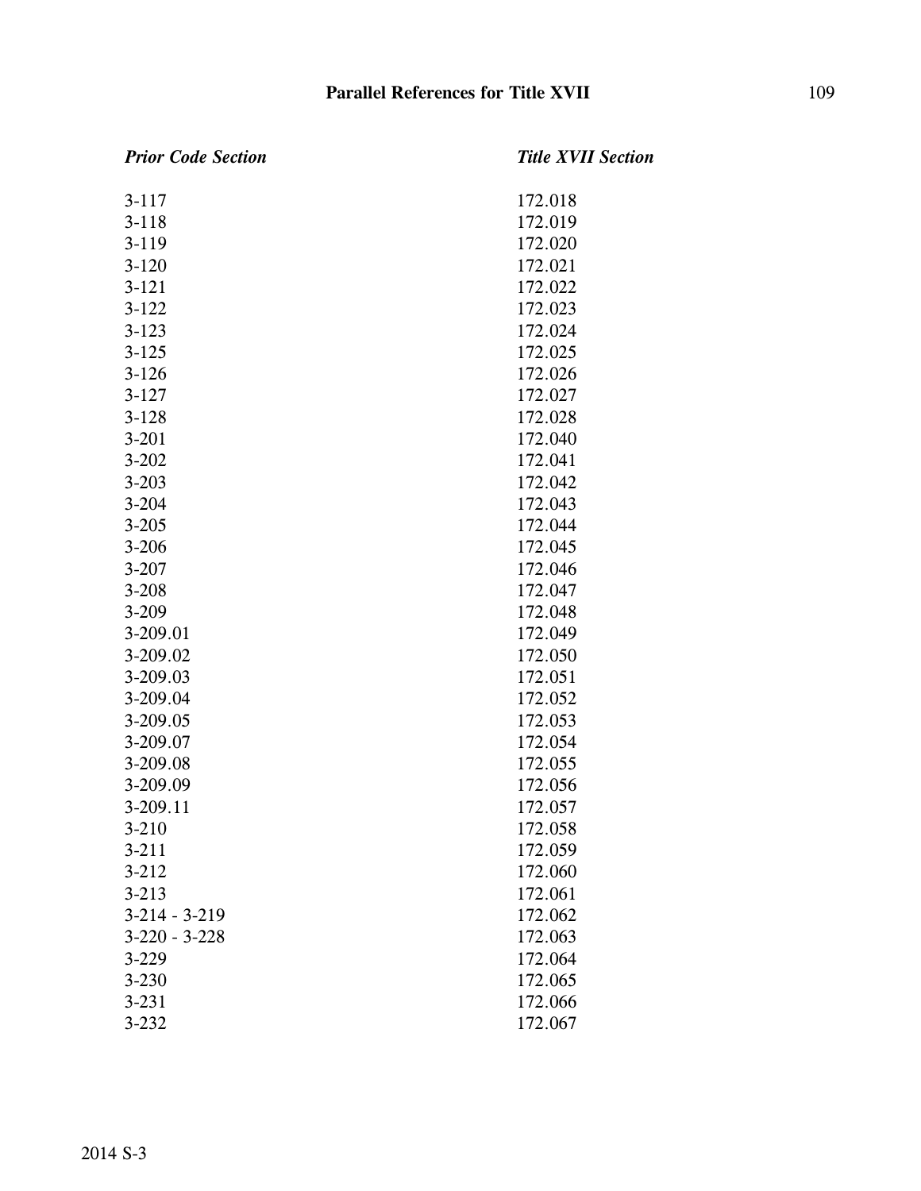| *Prior Code Section* | *Title XVII Section* |
|---|---|
| 3-117 | 172.018 |
| 3-118 | 172.019 |
| 3-119 | 172.020 |
| 3-120 | 172.021 |
| 3-121 | 172.022 |
| 3-122 | 172.023 |
| 3-123 | 172.024 |
| 3-125 | 172.025 |
| 3-126 | 172.026 |
| 3-127 | 172.027 |
| 3-128 | 172.028 |
| 3-201 | 172.040 |
| 3-202 | 172.041 |
| 3-203 | 172.042 |
| 3-204 | 172.043 |
| 3-205 | 172.044 |
| 3-206 | 172.045 |
| 3-207 | 172.046 |
| 3-208 | 172.047 |
| 3-209 | 172.048 |
| 3-209.01 | 172.049 |
| 3-209.02 | 172.050 |
| 3-209.03 | 172.051 |
| 3-209.04 | 172.052 |
| 3-209.05 | 172.053 |
| 3-209.07 | 172.054 |
| 3-209.08 | 172.055 |
| 3-209.09 | 172.056 |
| 3-209.11 | 172.057 |
| 3-210 | 172.058 |
| 3-211 | 172.059 |
| 3-212 | 172.060 |
| 3-213 | 172.061 |
| 3-214 - 3-219 | 172.062 |
| 3-220 - 3-228 | 172.063 |
| 3-229 | 172.064 |
| 3-230 | 172.065 |
| 3-231 | 172.066 |
| 3-232 | 172.067 |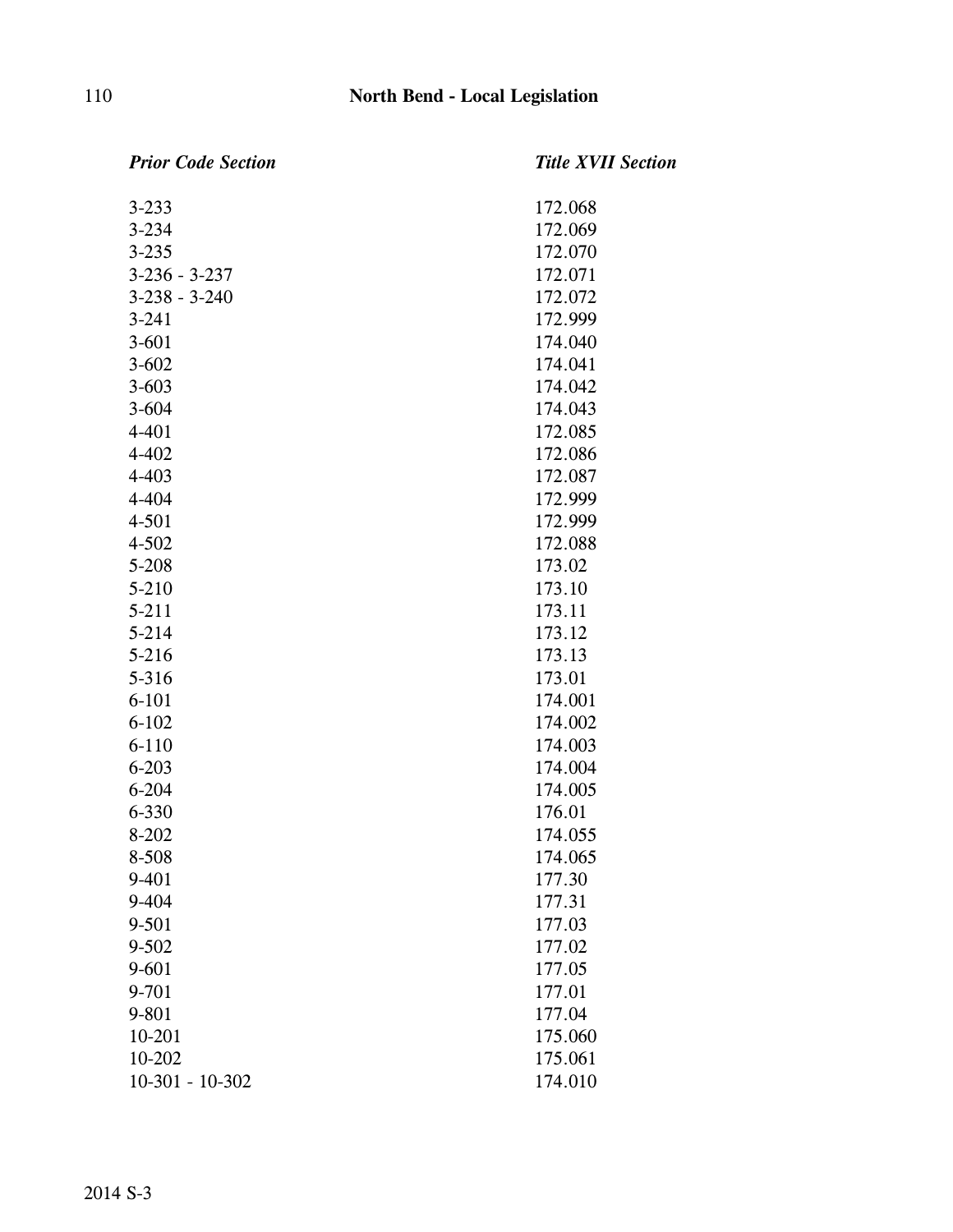| *Prior Code Section* | *Title XVII Section* |
|---|---|
| 3-233 | 172.068 |
| 3-234 | 172.069 |
| 3-235 | 172.070 |
| 3-236 - 3-237 | 172.071 |
| 3-238 - 3-240 | 172.072 |
| 3-241 | 172.999 |
| 3-601 | 174.040 |
| 3-602 | 174.041 |
| 3-603 | 174.042 |
| 3-604 | 174.043 |
| 4-401 | 172.085 |
| 4-402 | 172.086 |
| 4-403 | 172.087 |
| 4-404 | 172.999 |
| 4-501 | 172.999 |
| 4-502 | 172.088 |
| 5-208 | 173.02 |
| 5-210 | 173.10 |
| 5-211 | 173.11 |
| 5-214 | 173.12 |
| 5-216 | 173.13 |
| 5-316 | 173.01 |
| 6-101 | 174.001 |
| 6-102 | 174.002 |
| 6-110 | 174.003 |
| 6-203 | 174.004 |
| 6-204 | 174.005 |
| 6-330 | 176.01 |
| 8-202 | 174.055 |
| 8-508 | 174.065 |
| 9-401 | 177.30 |
| 9-404 | 177.31 |
| 9-501 | 177.03 |
| 9-502 | 177.02 |
| 9-601 | 177.05 |
| 9-701 | 177.01 |
| 9-801 | 177.04 |
| 10-201 | 175.060 |
| 10-202 | 175.061 |
| 10-301 - 10-302 | 174.010 |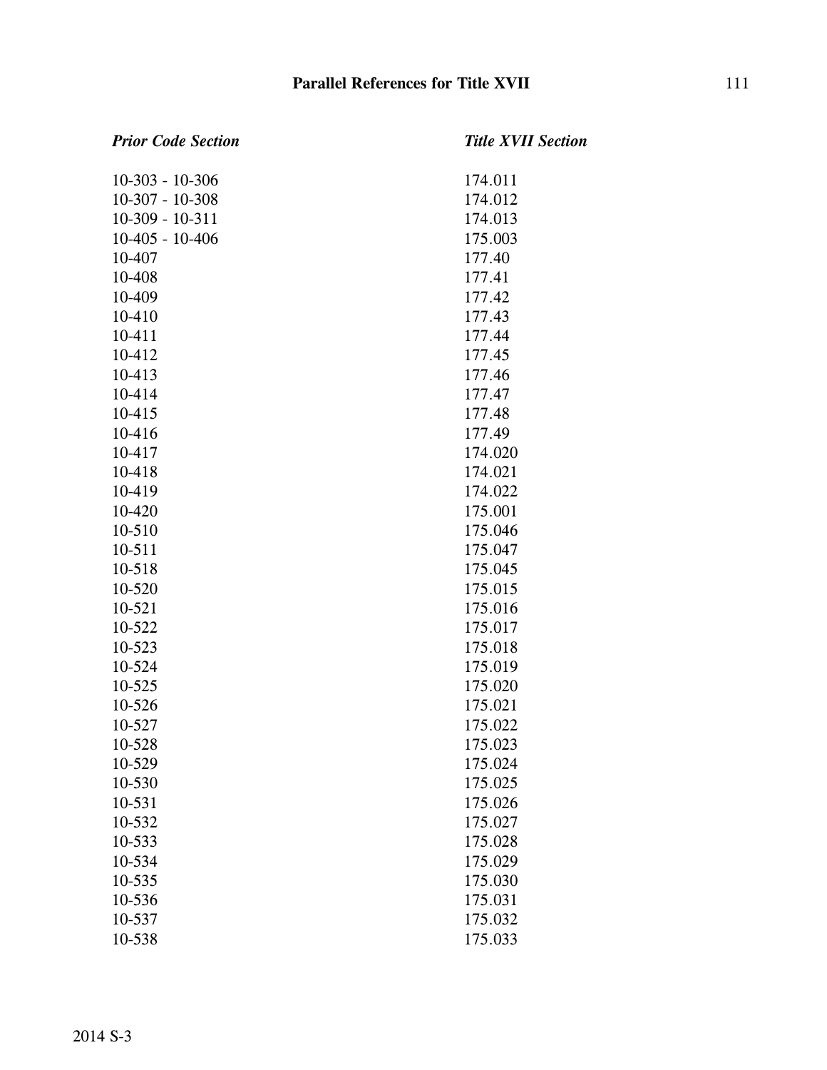| Prior Code Section | Title XVII Section |
|---|---|
| 10-303 - 10-306 | 174.011 |
| 10-307 - 10-308 | 174.012 |
| 10-309 - 10-311 | 174.013 |
| 10-405 - 10-406 | 175.003 |
| 10-407 | 177.40 |
| 10-408 | 177.41 |
| 10-409 | 177.42 |
| 10-410 | 177.43 |
| 10-411 | 177.44 |
| 10-412 | 177.45 |
| 10-413 | 177.46 |
| 10-414 | 177.47 |
| 10-415 | 177.48 |
| 10-416 | 177.49 |
| 10-417 | 174.020 |
| 10-418 | 174.021 |
| 10-419 | 174.022 |
| 10-420 | 175.001 |
| 10-510 | 175.046 |
| 10-511 | 175.047 |
| 10-518 | 175.045 |
| 10-520 | 175.015 |
| 10-521 | 175.016 |
| 10-522 | 175.017 |
| 10-523 | 175.018 |
| 10-524 | 175.019 |
| 10-525 | 175.020 |
| 10-526 | 175.021 |
| 10-527 | 175.022 |
| 10-528 | 175.023 |
| 10-529 | 175.024 |
| 10-530 | 175.025 |
| 10-531 | 175.026 |
| 10-532 | 175.027 |
| 10-533 | 175.028 |
| 10-534 | 175.029 |
| 10-535 | 175.030 |
| 10-536 | 175.031 |
| 10-537 | 175.032 |
| 10-538 | 175.033 |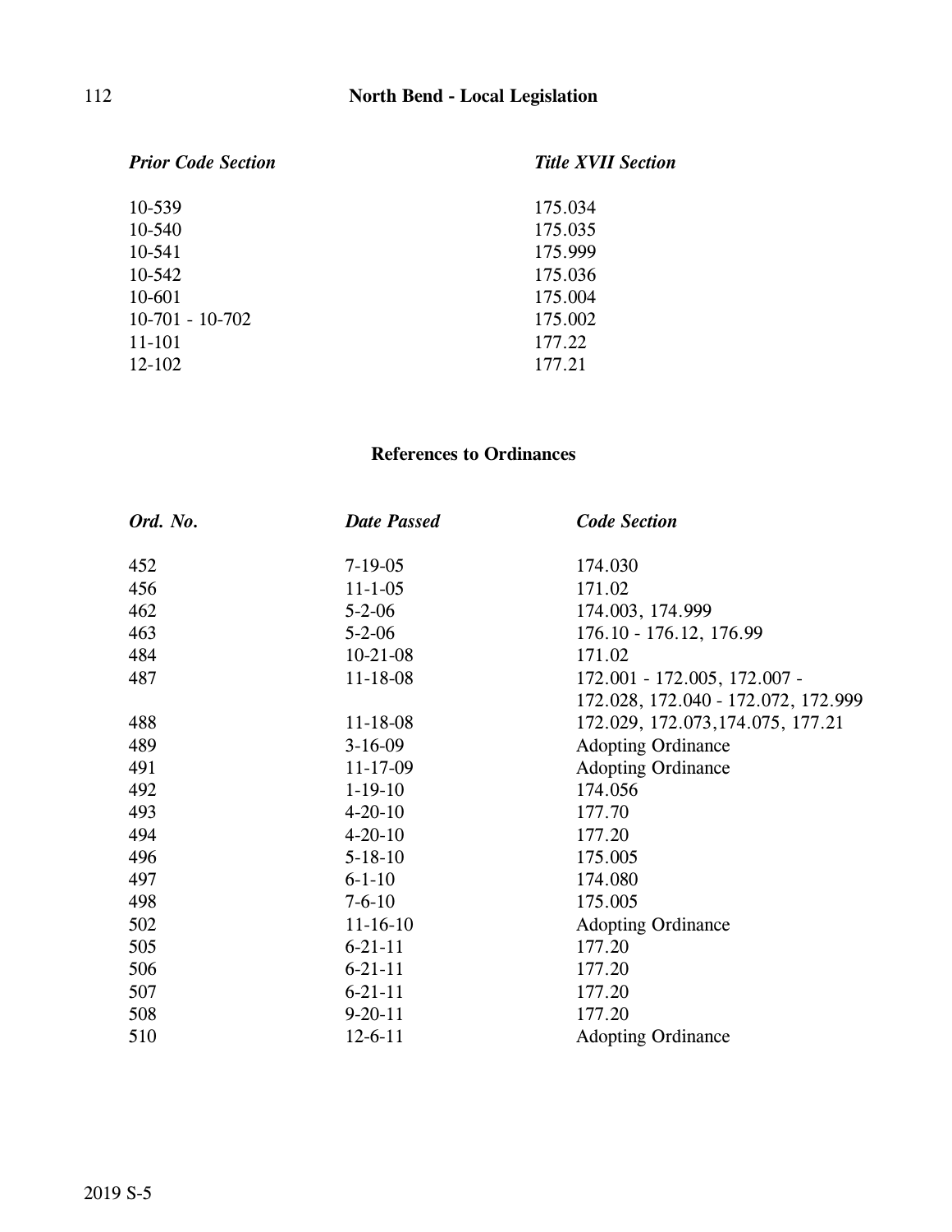| *Prior Code Section* | *Title XVII Section* |
|---|---|
| 10-539 | 175.034 |
| 10-540 | 175.035 |
| 10-541 | 175.999 |
| 10-542 | 175.036 |
| 10-601 | 175.004 |
| 10-701 - 10-702 | 175.002 |
| 11-101 | 177.22 |
| 12-102 | 177.21 |

## References to Ordinances

| *Ord. No.* | *Date Passed* | *Code Section* |
|---|---|---|
| 452 | 7-19-05 | 174.030 |
| 456 | 11-1-05 | 171.02 |
| 462 | 5-2-06 | 174.003, 174.999 |
| 463 | 5-2-06 | 176.10 - 176.12, 176.99 |
| 484 | 10-21-08 | 171.02 |
| 487 | 11-18-08 | 172.001 - 172.005, 172.007 - 172.028, 172.040 - 172.072, 172.999 |
| 488 | 11-18-08 | 172.029, 172.073,174.075, 177.21 |
| 489 | 3-16-09 | Adopting Ordinance |
| 491 | 11-17-09 | Adopting Ordinance |
| 492 | 1-19-10 | 174.056 |
| 493 | 4-20-10 | 177.70 |
| 494 | 4-20-10 | 177.20 |
| 496 | 5-18-10 | 175.005 |
| 497 | 6-1-10 | 174.080 |
| 498 | 7-6-10 | 175.005 |
| 502 | 11-16-10 | Adopting Ordinance |
| 505 | 6-21-11 | 177.20 |
| 506 | 6-21-11 | 177.20 |
| 507 | 6-21-11 | 177.20 |
| 508 | 9-20-11 | 177.20 |
| 510 | 12-6-11 | Adopting Ordinance |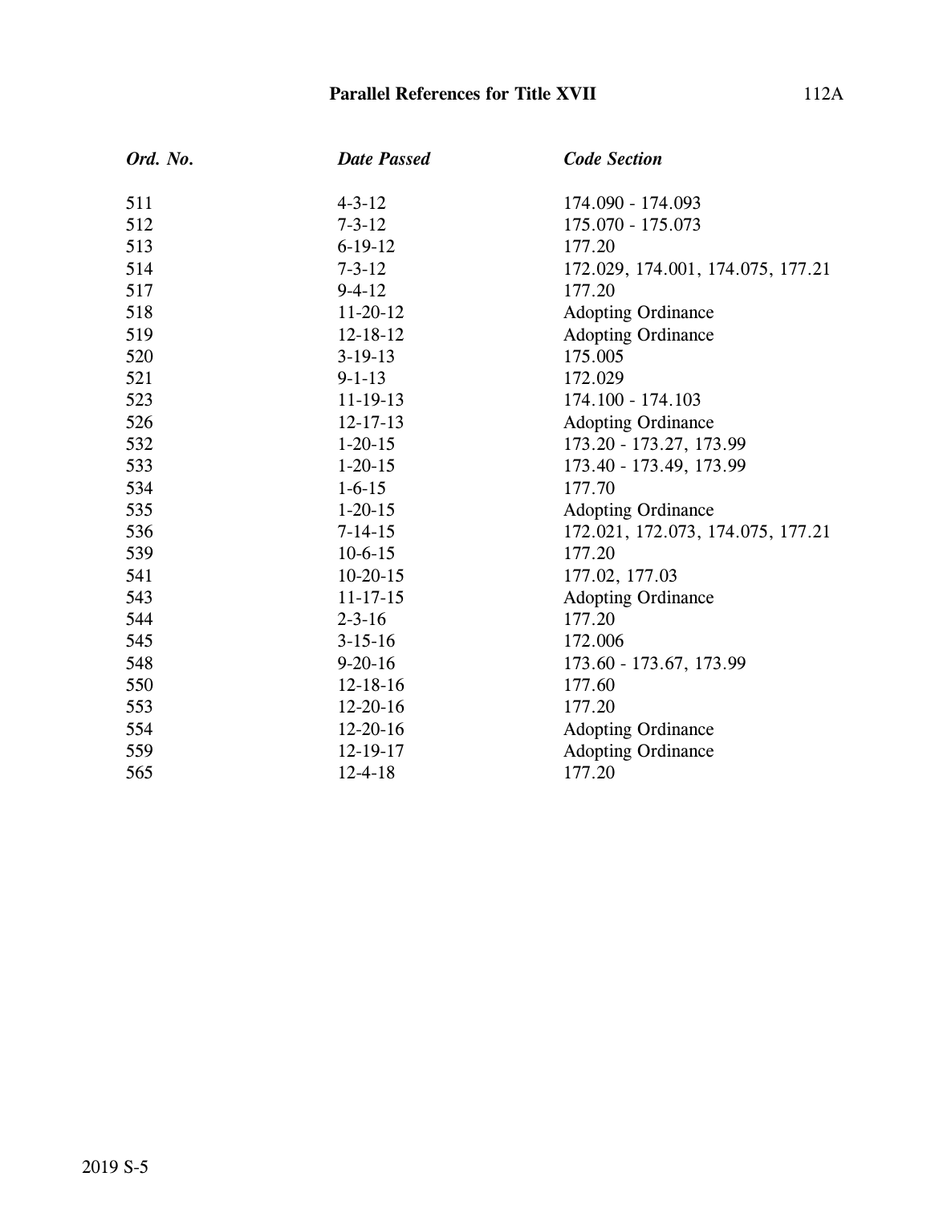| *Ord. No.* | *Date Passed* | *Code Section* |
|---|---|---|
| 511 | 4-3-12 | 174.090 - 174.093 |
| 512 | 7-3-12 | 175.070 - 175.073 |
| 513 | 6-19-12 | 177.20 |
| 514 | 7-3-12 | 172.029, 174.001, 174.075, 177.21 |
| 517 | 9-4-12 | 177.20 |
| 518 | 11-20-12 | Adopting Ordinance |
| 519 | 12-18-12 | Adopting Ordinance |
| 520 | 3-19-13 | 175.005 |
| 521 | 9-1-13 | 172.029 |
| 523 | 11-19-13 | 174.100 - 174.103 |
| 526 | 12-17-13 | Adopting Ordinance |
| 532 | 1-20-15 | 173.20 - 173.27, 173.99 |
| 533 | 1-20-15 | 173.40 - 173.49, 173.99 |
| 534 | 1-6-15 | 177.70 |
| 535 | 1-20-15 | Adopting Ordinance |
| 536 | 7-14-15 | 172.021, 172.073, 174.075, 177.21 |
| 539 | 10-6-15 | 177.20 |
| 541 | 10-20-15 | 177.02, 177.03 |
| 543 | 11-17-15 | Adopting Ordinance |
| 544 | 2-3-16 | 177.20 |
| 545 | 3-15-16 | 172.006 |
| 548 | 9-20-16 | 173.60 - 173.67, 173.99 |
| 550 | 12-18-16 | 177.60 |
| 553 | 12-20-16 | 177.20 |
| 554 | 12-20-16 | Adopting Ordinance |
| 559 | 12-19-17 | Adopting Ordinance |
| 565 | 12-4-18 | 177.20 |